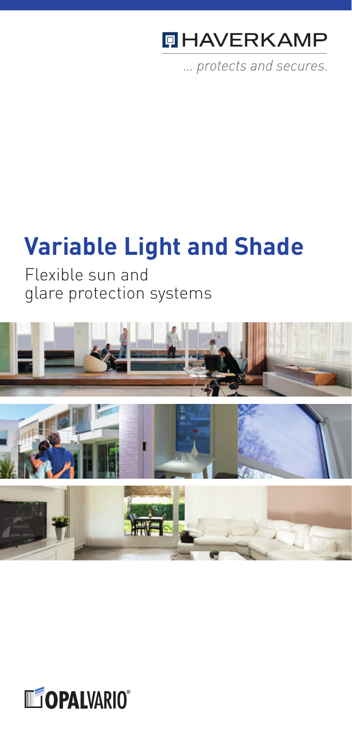HAVERKAMP

*... protects and secures.*

# Variable Light and Shade

Flexible sun and glare protection systems

OPALVARIO®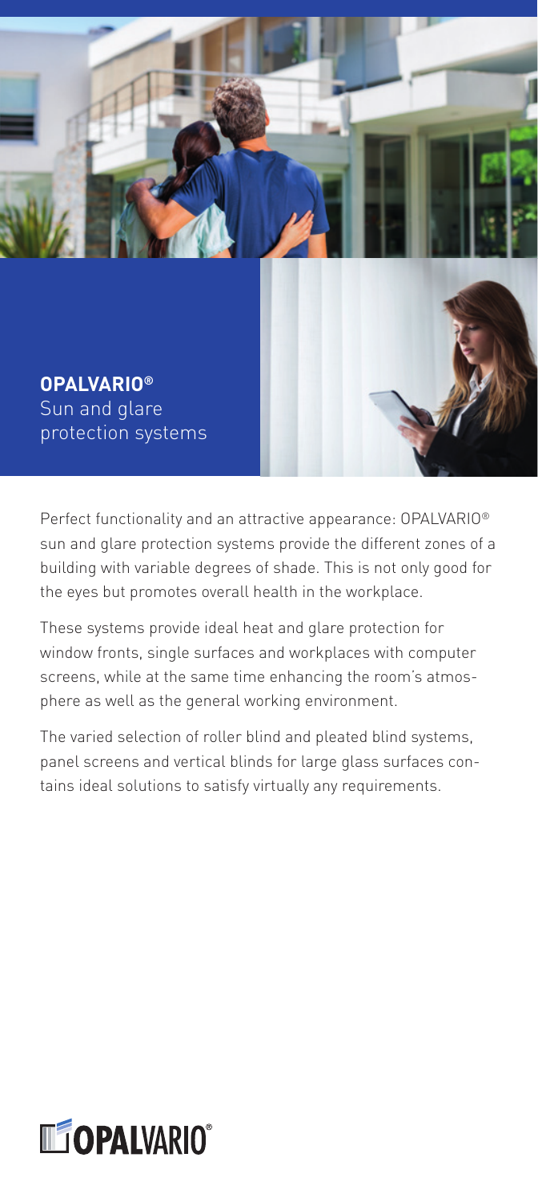**OPALVARIO®**
Sun and glare protection systems

Perfect functionality and an attractive appearance: OPALVARIO® sun and glare protection systems provide the different zones of a building with variable degrees of shade. This is not only good for the eyes but promotes overall health in the workplace.

These systems provide ideal heat and glare protection for window fronts, single surfaces and workplaces with computer screens, while at the same time enhancing the room's atmosphere as well as the general working environment.

The varied selection of roller blind and pleated blind systems, panel screens and vertical blinds for large glass surfaces contains ideal solutions to satisfy virtually any requirements.

OPALVARIO®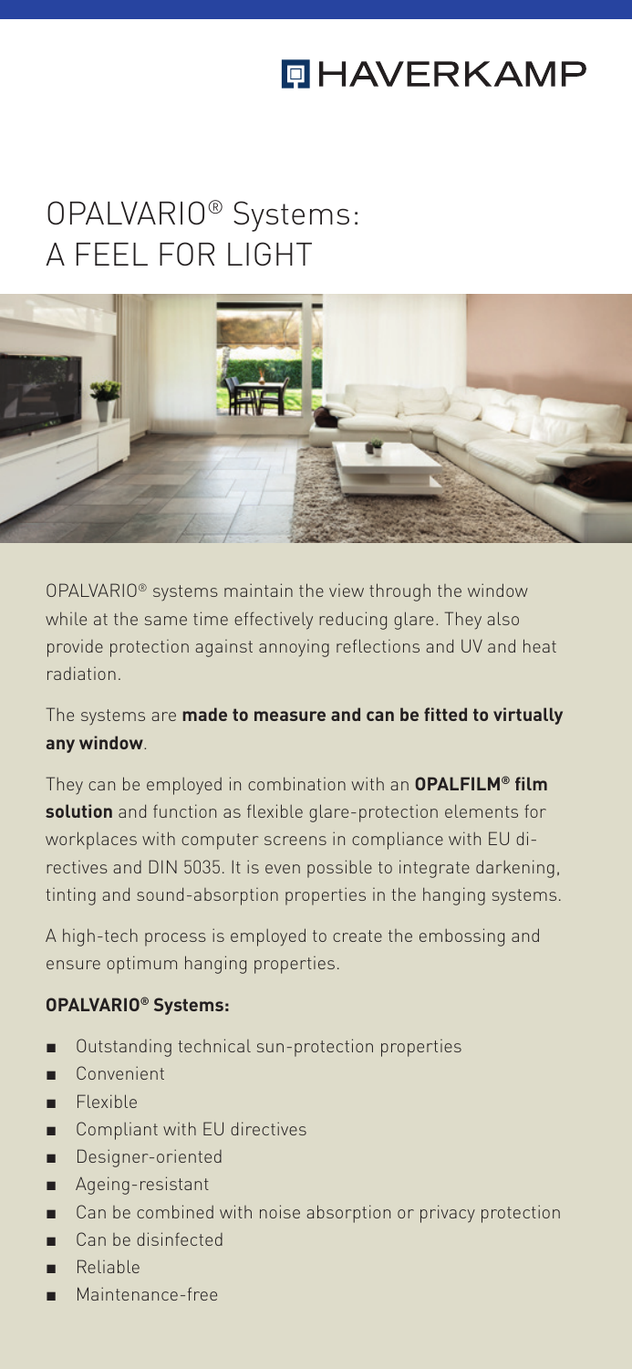# OPALVARIO® Systems: A FEEL FOR LIGHT

OPALVARIO® systems maintain the view through the window while at the same time effectively reducing glare. They also provide protection against annoying reflections and UV and heat radiation.

The systems are **made to measure and can be fitted to virtually any window**.

They can be employed in combination with an **OPALFILM® film solution** and function as flexible glare-protection elements for workplaces with computer screens in compliance with EU directives and DIN 5035. It is even possible to integrate darkening, tinting and sound-absorption properties in the hanging systems.

A high-tech process is employed to create the embossing and ensure optimum hanging properties.

**OPALVARIO® Systems:**

- Outstanding technical sun-protection properties
- Convenient
- Flexible
- Compliant with EU directives
- Designer-oriented
- Ageing-resistant
- Can be combined with noise absorption or privacy protection
- Can be disinfected
- Reliable
- Maintenance-free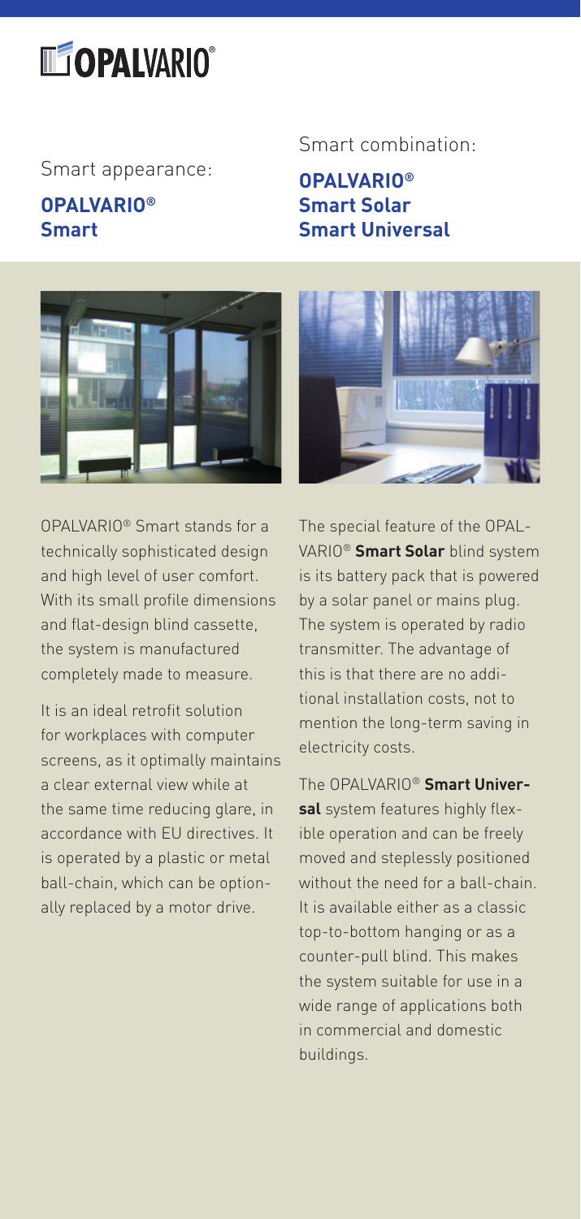# OPALVARIO®

Smart appearance:

## OPALVARIO® Smart

OPALVARIO® Smart stands for a technically sophisticated design and high level of user comfort. With its small profile dimensions and flat-design blind cassette, the system is manufactured completely made to measure.

It is an ideal retrofit solution for workplaces with computer screens, as it optimally maintains a clear external view while at the same time reducing glare, in accordance with EU directives. It is operated by a plastic or metal ball-chain, which can be optionally replaced by a motor drive.

Smart combination:

## OPALVARIO® Smart Solar Smart Universal

The special feature of the OPALVARIO® **Smart Solar** blind system is its battery pack that is powered by a solar panel or mains plug. The system is operated by radio transmitter. The advantage of this is that there are no additional installation costs, not to mention the long-term saving in electricity costs.

The OPALVARIO® **Smart Universal** system features highly flexible operation and can be freely moved and steplessly positioned without the need for a ball-chain. It is available either as a classic top-to-bottom hanging or as a counter-pull blind. This makes the system suitable for use in a wide range of applications both in commercial and domestic buildings.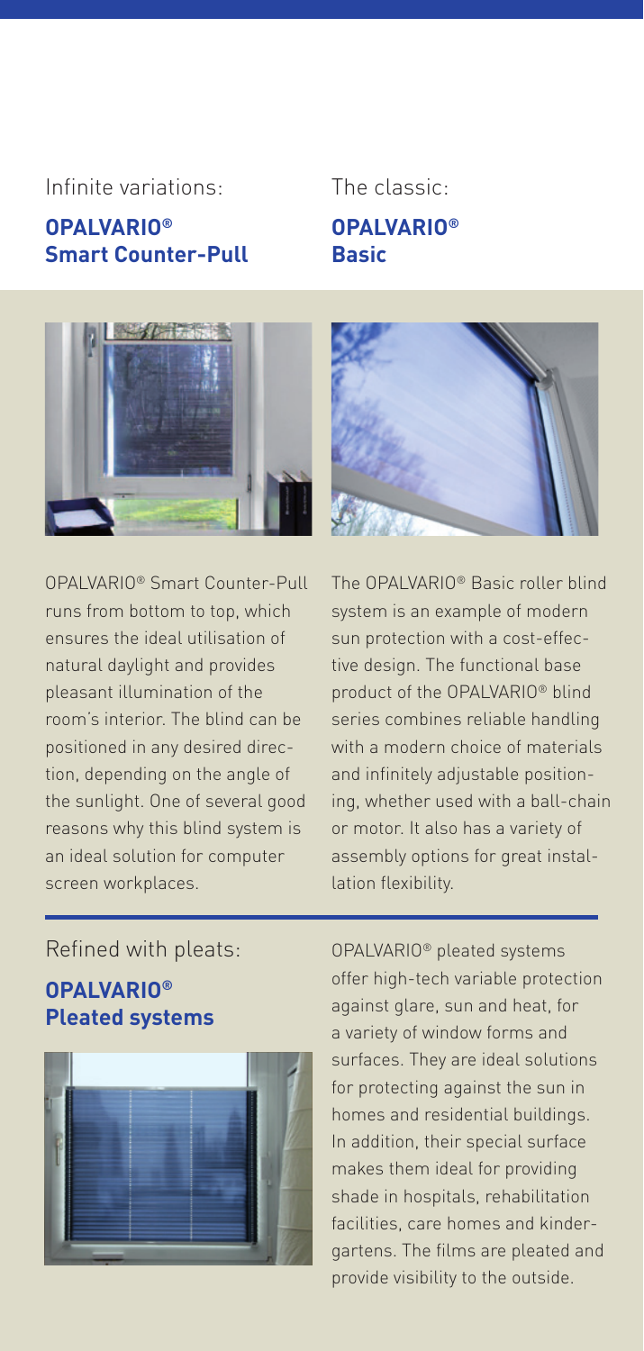Infinite variations:

## OPALVARIO® Smart Counter-Pull

OPALVARIO® Smart Counter-Pull runs from bottom to top, which ensures the ideal utilisation of natural daylight and provides pleasant illumination of the room's interior. The blind can be positioned in any desired direction, depending on the angle of the sunlight. One of several good reasons why this blind system is an ideal solution for computer screen workplaces.

The classic:

## OPALVARIO® Basic

The OPALVARIO® Basic roller blind system is an example of modern sun protection with a cost-effective design. The functional base product of the OPALVARIO® blind series combines reliable handling with a modern choice of materials and infinitely adjustable positioning, whether used with a ball-chain or motor. It also has a variety of assembly options for great installation flexibility.

Refined with pleats:

## OPALVARIO® Pleated systems

OPALVARIO® pleated systems offer high-tech variable protection against glare, sun and heat, for a variety of window forms and surfaces. They are ideal solutions for protecting against the sun in homes and residential buildings. In addition, their special surface makes them ideal for providing shade in hospitals, rehabilitation facilities, care homes and kindergartens. The films are pleated and provide visibility to the outside.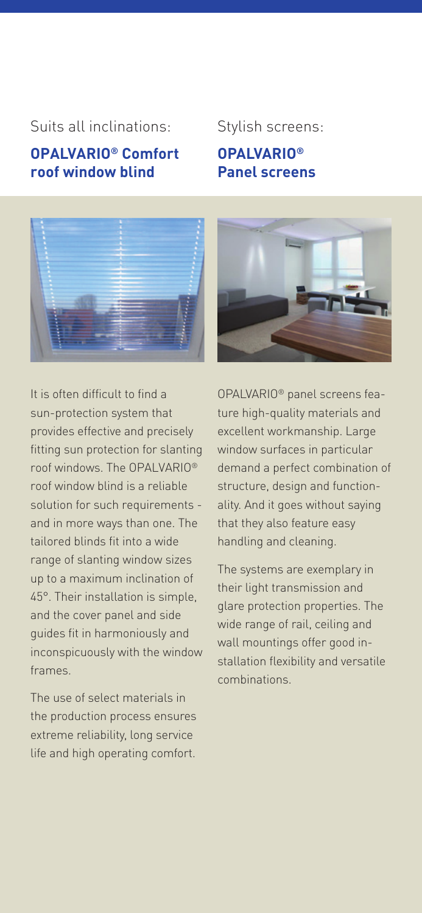Suits all inclinations:

## OPALVARIO® Comfort roof window blind

It is often difficult to find a sun-protection system that provides effective and precisely fitting sun protection for slanting roof windows. The OPALVARIO® roof window blind is a reliable solution for such requirements - and in more ways than one. The tailored blinds fit into a wide range of slanting window sizes up to a maximum inclination of 45°. Their installation is simple, and the cover panel and side guides fit in harmoniously and inconspicuously with the window frames.

The use of select materials in the production process ensures extreme reliability, long service life and high operating comfort.

Stylish screens:

## OPALVARIO® Panel screens

OPALVARIO® panel screens feature high-quality materials and excellent workmanship. Large window surfaces in particular demand a perfect combination of structure, design and functionality. And it goes without saying that they also feature easy handling and cleaning.

The systems are exemplary in their light transmission and glare protection properties. The wide range of rail, ceiling and wall mountings offer good installation flexibility and versatile combinations.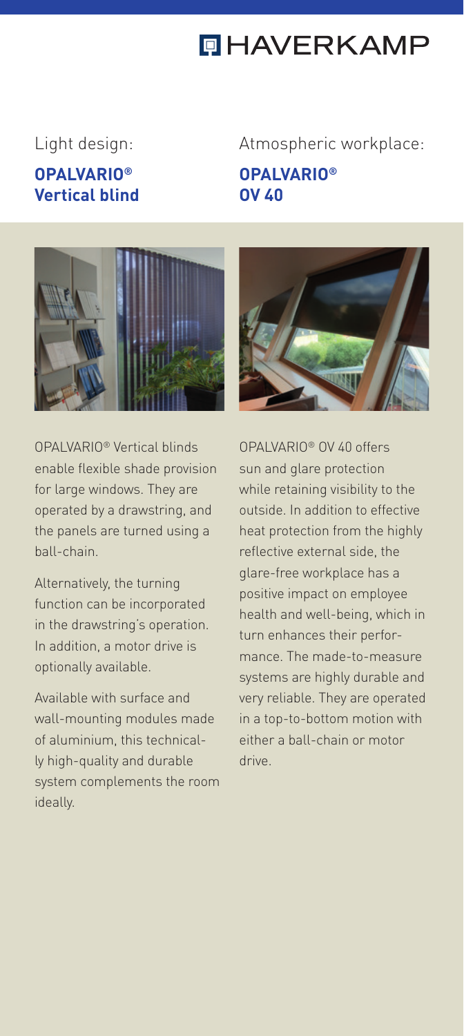HAVERKAMP

Light design:

## OPALVARIO® Vertical blind

OPALVARIO® Vertical blinds enable flexible shade provision for large windows. They are operated by a drawstring, and the panels are turned using a ball-chain.

Alternatively, the turning function can be incorporated in the drawstring's operation. In addition, a motor drive is optionally available.

Available with surface and wall-mounting modules made of aluminium, this technically high-quality and durable system complements the room ideally.

Atmospheric workplace:

## OPALVARIO® OV 40

OPALVARIO® OV 40 offers sun and glare protection while retaining visibility to the outside. In addition to effective heat protection from the highly reflective external side, the glare-free workplace has a positive impact on employee health and well-being, which in turn enhances their performance. The made-to-measure systems are highly durable and very reliable. They are operated in a top-to-bottom motion with either a ball-chain or motor drive.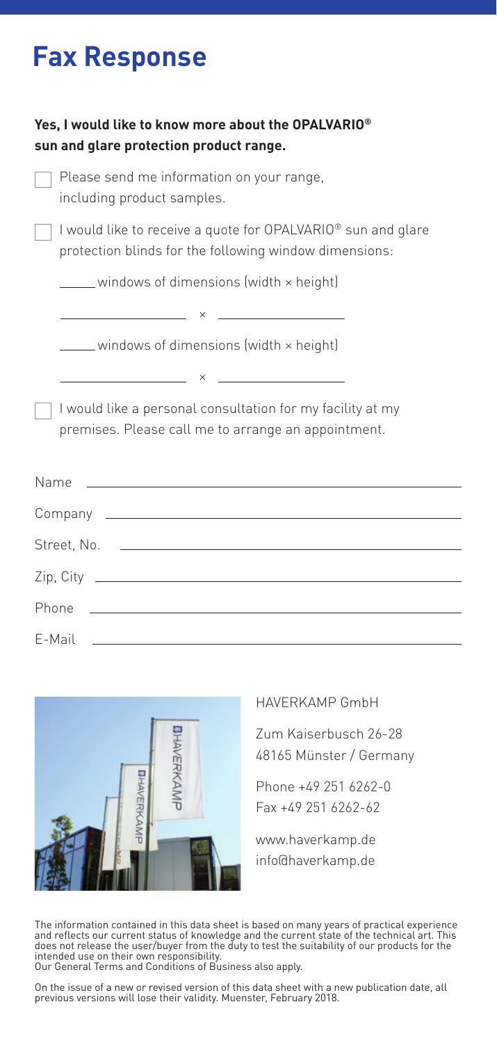# Fax Response

**Yes, I would like to know more about the OPALVARIO® sun and glare protection product range.**

- [ ] Please send me information on your range, including product samples.
- [ ] I would like to receive a quote for OPALVARIO® sun and glare protection blinds for the following window dimensions:

  _____ windows of dimensions (width × height)

  _______________ × _______________

  _____ windows of dimensions (width × height)

  _______________ × _______________

- [ ] I would like a personal consultation for my facility at my premises. Please call me to arrange an appointment.

Name ____________________________________________

Company ____________________________________________

Street, No. ____________________________________________

Zip, City ____________________________________________

Phone ____________________________________________

E-Mail ____________________________________________

HAVERKAMP GmbH

Zum Kaiserbusch 26-28
48165 Münster / Germany

Phone +49 251 6262-0
Fax +49 251 6262-62

www.haverkamp.de
info@haverkamp.de

The information contained in this data sheet is based on many years of practical experience and reflects our current status of knowledge and the current state of the technical art. This does not release the user/buyer from the duty to test the suitability of our products for the intended use on their own responsibility.
Our General Terms and Conditions of Business also apply.

On the issue of a new or revised version of this data sheet with a new publication date, all previous versions will lose their validity. Muenster, February 2018.